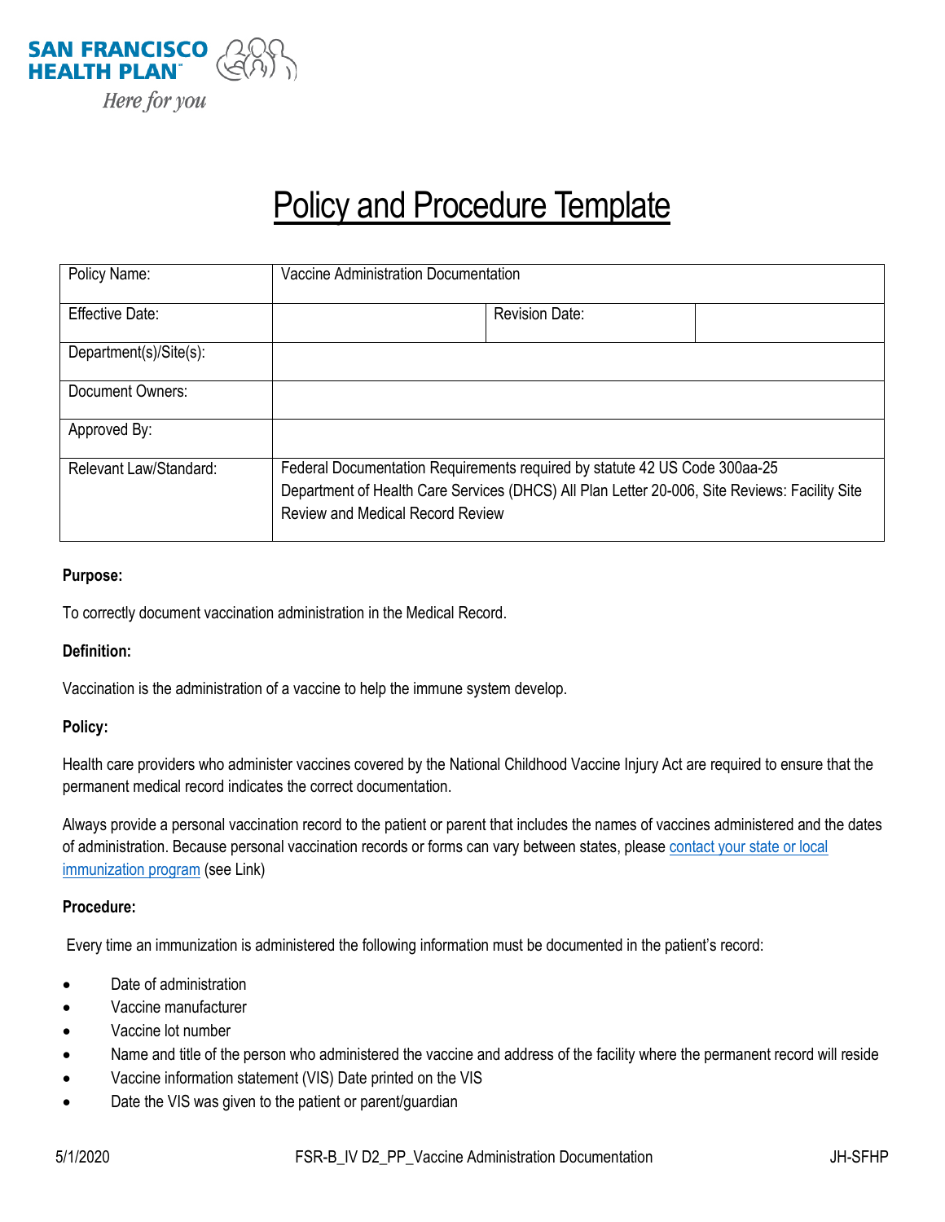SAN FRANCISCO HEALTH PLAN

*Here for you*

# Policy and Procedure Template

| Policy Name: | Vaccine Administration Documentation | | |
|---|---|---|---|
| Effective Date: | | Revision Date: | |
| Department(s)/Site(s): | | | |
| Document Owners: | | | |
| Approved By: | | | |
| Relevant Law/Standard: | Federal Documentation Requirements required by statute 42 US Code 300aa-25<br>Department of Health Care Services (DHCS) All Plan Letter 20-006, Site Reviews: Facility Site Review and Medical Record Review | | |

**Purpose:**

To correctly document vaccination administration in the Medical Record.

**Definition:**

Vaccination is the administration of a vaccine to help the immune system develop.

**Policy:**

Health care providers who administer vaccines covered by the National Childhood Vaccine Injury Act are required to ensure that the permanent medical record indicates the correct documentation.

Always provide a personal vaccination record to the patient or parent that includes the names of vaccines administered and the dates of administration. Because personal vaccination records or forms can vary between states, please contact your state or local immunization program (see Link)

**Procedure:**

Every time an immunization is administered the following information must be documented in the patient's record:

- Date of administration
- Vaccine manufacturer
- Vaccine lot number
- Name and title of the person who administered the vaccine and address of the facility where the permanent record will reside
- Vaccine information statement (VIS) Date printed on the VIS
- Date the VIS was given to the patient or parent/guardian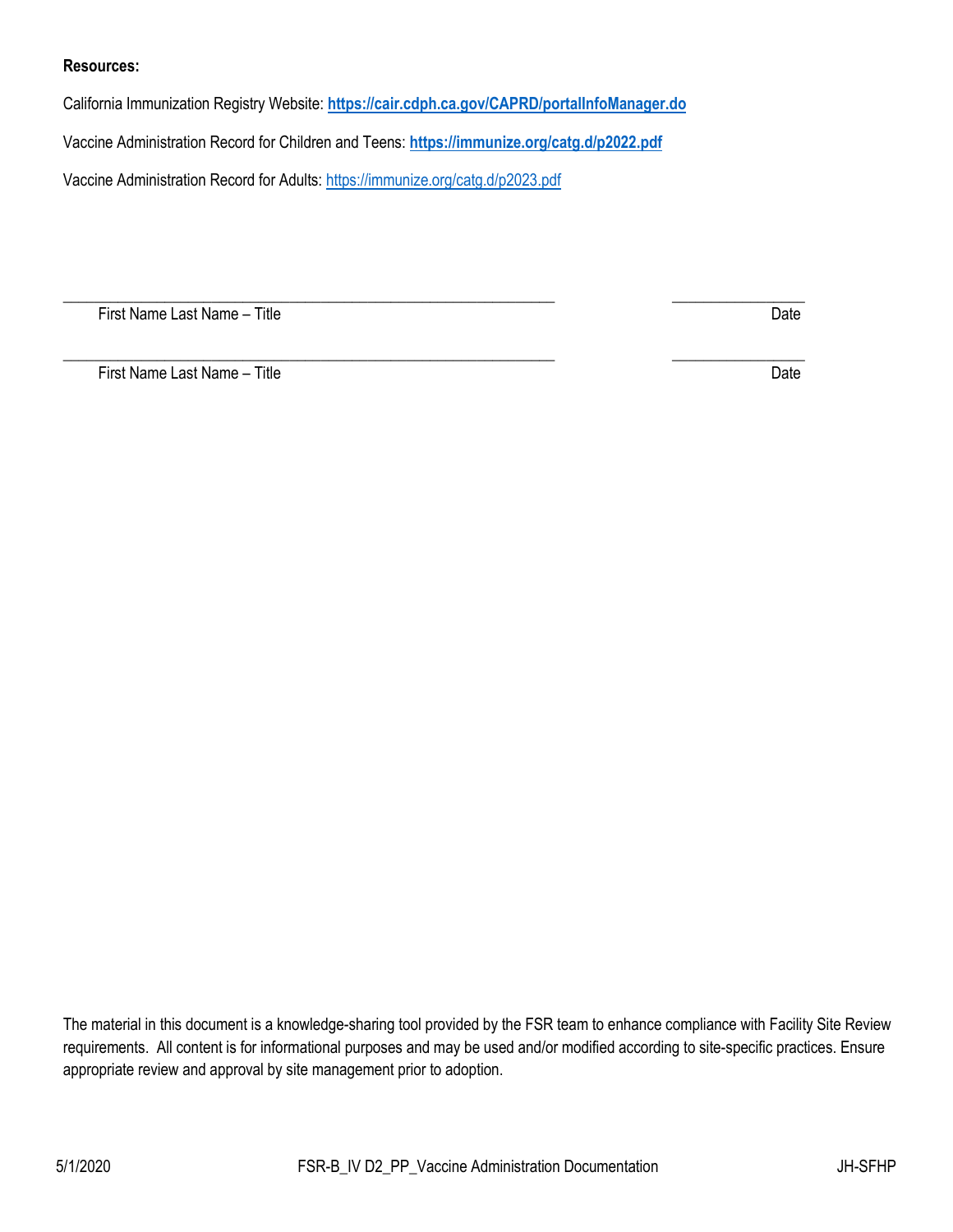**Resources:**

California Immunization Registry Website: **https://cair.cdph.ca.gov/CAPRD/portalInfoManager.do**

Vaccine Administration Record for Children and Teens: **https://immunize.org/catg.d/p2022.pdf**

Vaccine Administration Record for Adults: https://immunize.org/catg.d/p2023.pdf

_______________________________________________ ____________

First Name Last Name – Title Date

_______________________________________________ ____________

First Name Last Name – Title Date

The material in this document is a knowledge-sharing tool provided by the FSR team to enhance compliance with Facility Site Review requirements. All content is for informational purposes and may be used and/or modified according to site-specific practices. Ensure appropriate review and approval by site management prior to adoption.

5/1/2020 FSR-B_IV D2_PP_Vaccine Administration Documentation JH-SFHP